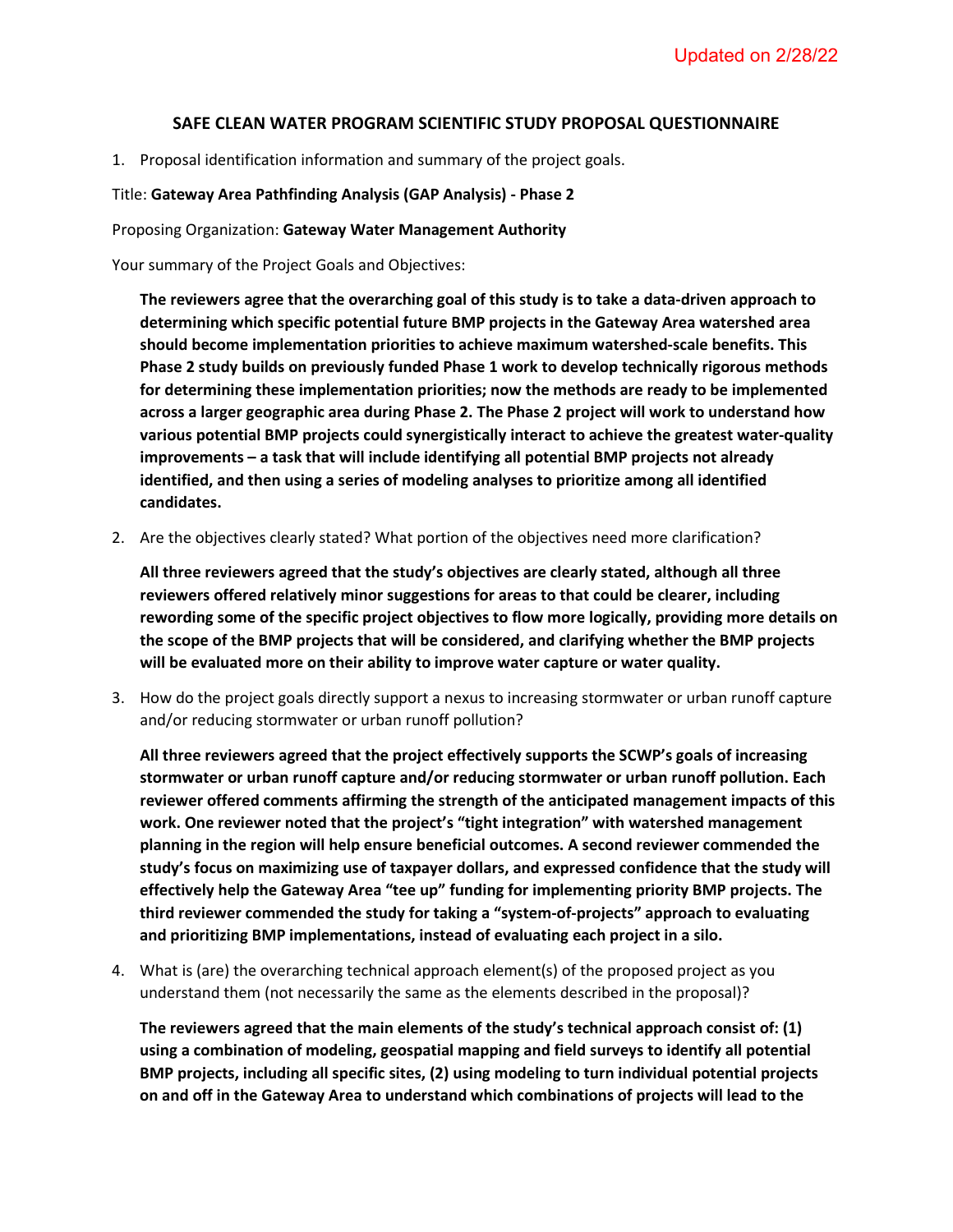Updated on 2/28/22

## SAFE CLEAN WATER PROGRAM SCIENTIFIC STUDY PROPOSAL QUESTIONNAIRE

1. Proposal identification information and summary of the project goals.

Title: **Gateway Area Pathfinding Analysis (GAP Analysis) - Phase 2**

Proposing Organization: **Gateway Water Management Authority**

Your summary of the Project Goals and Objectives:

> **The reviewers agree that the overarching goal of this study is to take a data-driven approach to determining which specific potential future BMP projects in the Gateway Area watershed area should become implementation priorities to achieve maximum watershed-scale benefits. This Phase 2 study builds on previously funded Phase 1 work to develop technically rigorous methods for determining these implementation priorities; now the methods are ready to be implemented across a larger geographic area during Phase 2. The Phase 2 project will work to understand how various potential BMP projects could synergistically interact to achieve the greatest water-quality improvements – a task that will include identifying all potential BMP projects not already identified, and then using a series of modeling analyses to prioritize among all identified candidates.**

2. Are the objectives clearly stated? What portion of the objectives need more clarification?

> **All three reviewers agreed that the study's objectives are clearly stated, although all three reviewers offered relatively minor suggestions for areas to that could be clearer, including rewording some of the specific project objectives to flow more logically, providing more details on the scope of the BMP projects that will be considered, and clarifying whether the BMP projects will be evaluated more on their ability to improve water capture or water quality.**

3. How do the project goals directly support a nexus to increasing stormwater or urban runoff capture and/or reducing stormwater or urban runoff pollution?

> **All three reviewers agreed that the project effectively supports the SCWP's goals of increasing stormwater or urban runoff capture and/or reducing stormwater or urban runoff pollution. Each reviewer offered comments affirming the strength of the anticipated management impacts of this work. One reviewer noted that the project's "tight integration" with watershed management planning in the region will help ensure beneficial outcomes. A second reviewer commended the study's focus on maximizing use of taxpayer dollars, and expressed confidence that the study will effectively help the Gateway Area "tee up" funding for implementing priority BMP projects. The third reviewer commended the study for taking a "system-of-projects" approach to evaluating and prioritizing BMP implementations, instead of evaluating each project in a silo.**

4. What is (are) the overarching technical approach element(s) of the proposed project as you understand them (not necessarily the same as the elements described in the proposal)?

> **The reviewers agreed that the main elements of the study's technical approach consist of: (1) using a combination of modeling, geospatial mapping and field surveys to identify all potential BMP projects, including all specific sites, (2) using modeling to turn individual potential projects on and off in the Gateway Area to understand which combinations of projects will lead to the**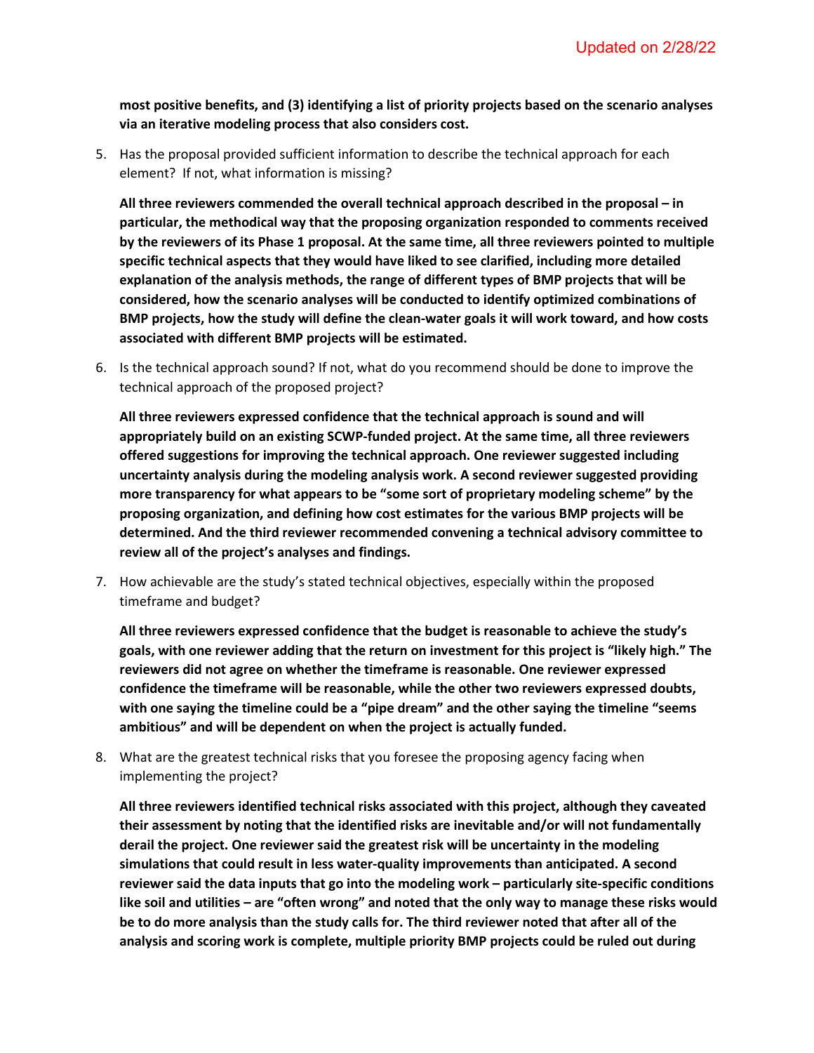**most positive benefits, and (3) identifying a list of priority projects based on the scenario analyses via an iterative modeling process that also considers cost.**

5. Has the proposal provided sufficient information to describe the technical approach for each element? If not, what information is missing?

   **All three reviewers commended the overall technical approach described in the proposal – in particular, the methodical way that the proposing organization responded to comments received by the reviewers of its Phase 1 proposal. At the same time, all three reviewers pointed to multiple specific technical aspects that they would have liked to see clarified, including more detailed explanation of the analysis methods, the range of different types of BMP projects that will be considered, how the scenario analyses will be conducted to identify optimized combinations of BMP projects, how the study will define the clean-water goals it will work toward, and how costs associated with different BMP projects will be estimated.**

6. Is the technical approach sound? If not, what do you recommend should be done to improve the technical approach of the proposed project?

   **All three reviewers expressed confidence that the technical approach is sound and will appropriately build on an existing SCWP-funded project. At the same time, all three reviewers offered suggestions for improving the technical approach. One reviewer suggested including uncertainty analysis during the modeling analysis work. A second reviewer suggested providing more transparency for what appears to be "some sort of proprietary modeling scheme" by the proposing organization, and defining how cost estimates for the various BMP projects will be determined. And the third reviewer recommended convening a technical advisory committee to review all of the project's analyses and findings.**

7. How achievable are the study's stated technical objectives, especially within the proposed timeframe and budget?

   **All three reviewers expressed confidence that the budget is reasonable to achieve the study's goals, with one reviewer adding that the return on investment for this project is "likely high." The reviewers did not agree on whether the timeframe is reasonable. One reviewer expressed confidence the timeframe will be reasonable, while the other two reviewers expressed doubts, with one saying the timeline could be a "pipe dream" and the other saying the timeline "seems ambitious" and will be dependent on when the project is actually funded.**

8. What are the greatest technical risks that you foresee the proposing agency facing when implementing the project?

   **All three reviewers identified technical risks associated with this project, although they caveated their assessment by noting that the identified risks are inevitable and/or will not fundamentally derail the project. One reviewer said the greatest risk will be uncertainty in the modeling simulations that could result in less water-quality improvements than anticipated. A second reviewer said the data inputs that go into the modeling work – particularly site-specific conditions like soil and utilities – are "often wrong" and noted that the only way to manage these risks would be to do more analysis than the study calls for. The third reviewer noted that after all of the analysis and scoring work is complete, multiple priority BMP projects could be ruled out during**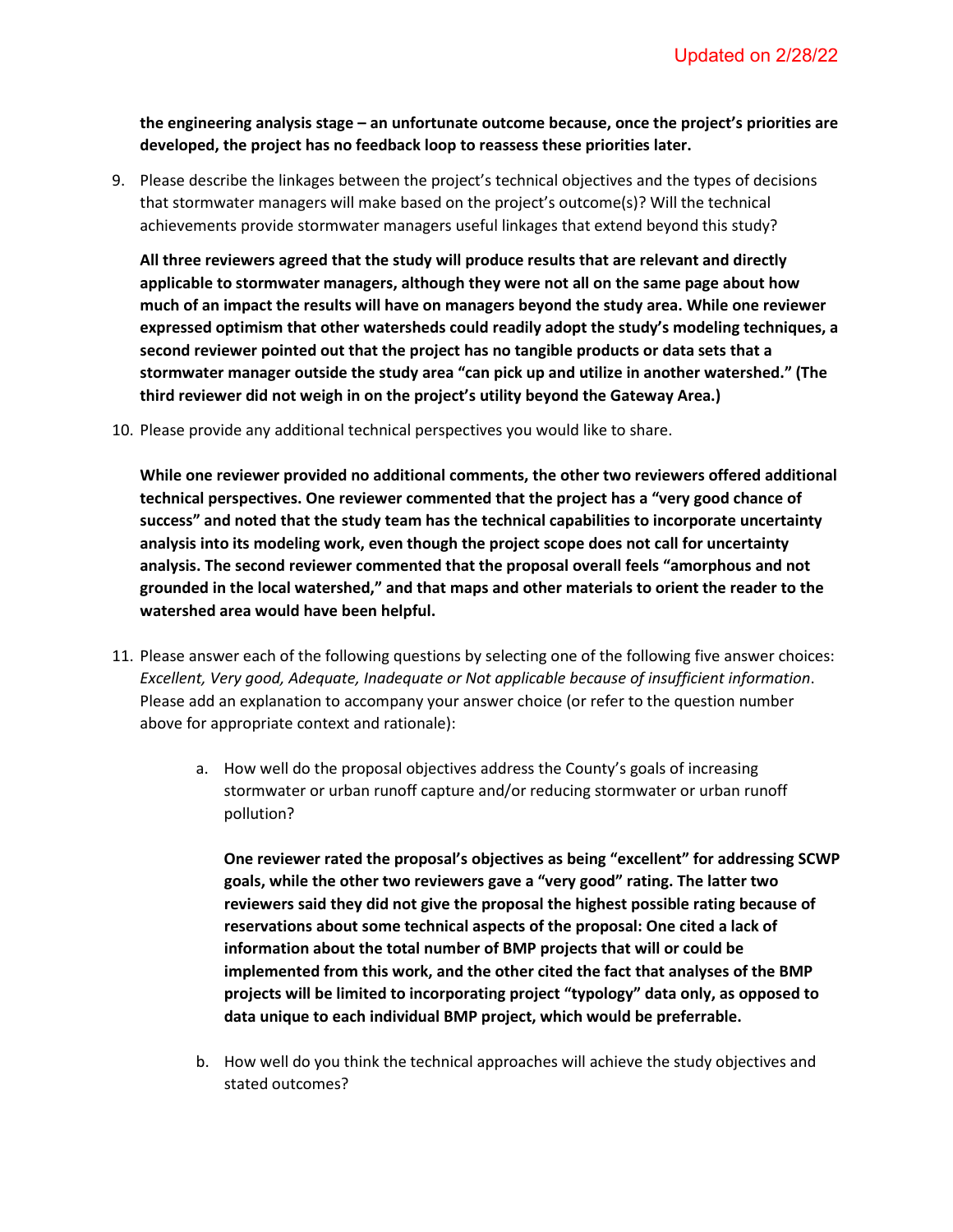Updated on 2/28/22

**the engineering analysis stage – an unfortunate outcome because, once the project's priorities are developed, the project has no feedback loop to reassess these priorities later.**

9. Please describe the linkages between the project's technical objectives and the types of decisions that stormwater managers will make based on the project's outcome(s)? Will the technical achievements provide stormwater managers useful linkages that extend beyond this study?

   **All three reviewers agreed that the study will produce results that are relevant and directly applicable to stormwater managers, although they were not all on the same page about how much of an impact the results will have on managers beyond the study area. While one reviewer expressed optimism that other watersheds could readily adopt the study's modeling techniques, a second reviewer pointed out that the project has no tangible products or data sets that a stormwater manager outside the study area "can pick up and utilize in another watershed." (The third reviewer did not weigh in on the project's utility beyond the Gateway Area.)**

10. Please provide any additional technical perspectives you would like to share.

    **While one reviewer provided no additional comments, the other two reviewers offered additional technical perspectives. One reviewer commented that the project has a "very good chance of success" and noted that the study team has the technical capabilities to incorporate uncertainty analysis into its modeling work, even though the project scope does not call for uncertainty analysis. The second reviewer commented that the proposal overall feels "amorphous and not grounded in the local watershed," and that maps and other materials to orient the reader to the watershed area would have been helpful.**

11. Please answer each of the following questions by selecting one of the following five answer choices: *Excellent, Very good, Adequate, Inadequate or Not applicable because of insufficient information*. Please add an explanation to accompany your answer choice (or refer to the question number above for appropriate context and rationale):

    a. How well do the proposal objectives address the County's goals of increasing stormwater or urban runoff capture and/or reducing stormwater or urban runoff pollution?

       **One reviewer rated the proposal's objectives as being "excellent" for addressing SCWP goals, while the other two reviewers gave a "very good" rating. The latter two reviewers said they did not give the proposal the highest possible rating because of reservations about some technical aspects of the proposal: One cited a lack of information about the total number of BMP projects that will or could be implemented from this work, and the other cited the fact that analyses of the BMP projects will be limited to incorporating project "typology" data only, as opposed to data unique to each individual BMP project, which would be preferrable.**

    b. How well do you think the technical approaches will achieve the study objectives and stated outcomes?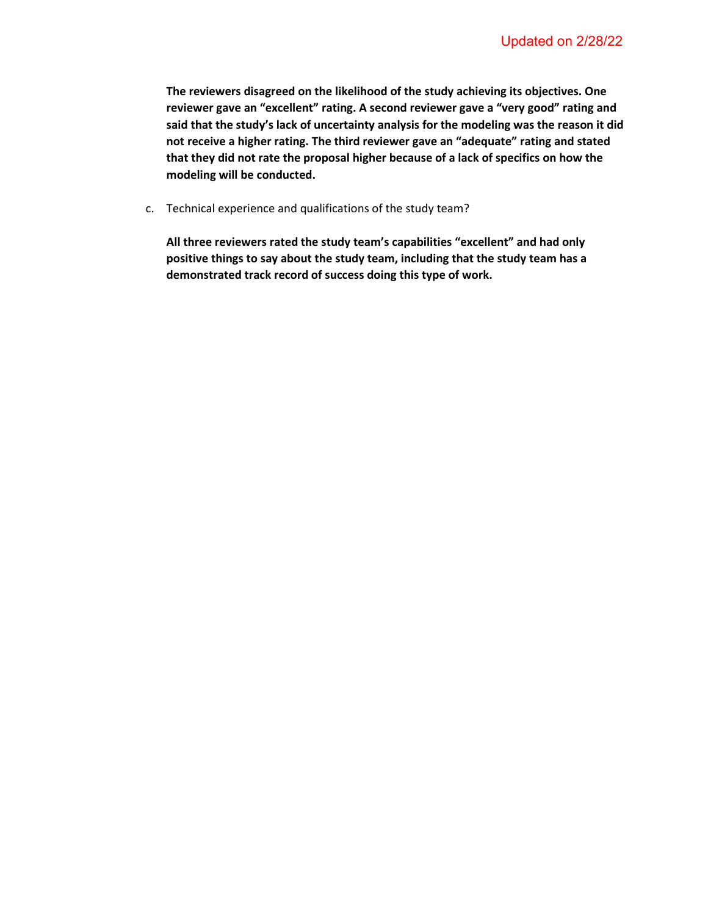Updated on 2/28/22

**The reviewers disagreed on the likelihood of the study achieving its objectives. One reviewer gave an "excellent" rating. A second reviewer gave a "very good" rating and said that the study's lack of uncertainty analysis for the modeling was the reason it did not receive a higher rating. The third reviewer gave an "adequate" rating and stated that they did not rate the proposal higher because of a lack of specifics on how the modeling will be conducted.**

c. Technical experience and qualifications of the study team?

**All three reviewers rated the study team's capabilities "excellent" and had only positive things to say about the study team, including that the study team has a demonstrated track record of success doing this type of work.**